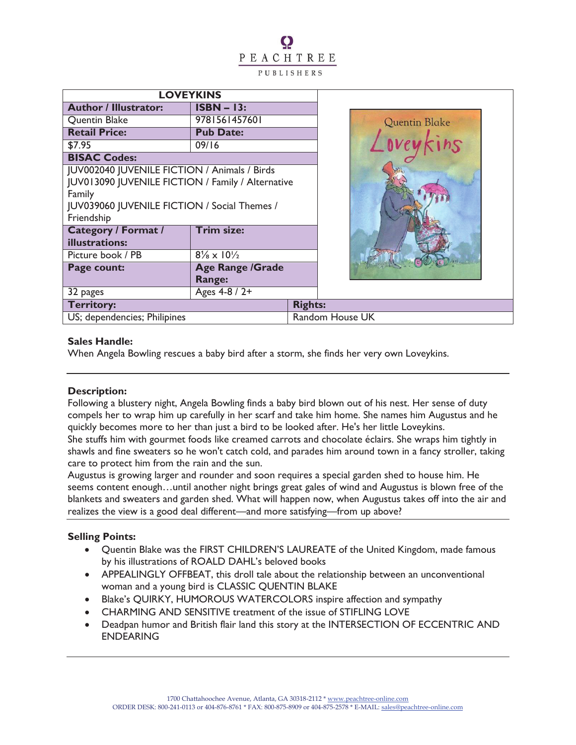PEACHTREE PUBLISHERS

| LOVEYKINS | | |
|---|---|---|
| **Author / Illustrator:** | **ISBN – 13:** | |
| Quentin Blake | 9781561457601 | |
| **Retail Price:** | **Pub Date:** | |
| $7.95 | 09/16 | |
| **BISAC Codes:** | | |
| JUV002040 JUVENILE FICTION / Animals / Birds<br>JUV013090 JUVENILE FICTION / Family / Alternative Family<br>JUV039060 JUVENILE FICTION / Social Themes / Friendship | | |
| **Category / Format / illustrations:** | **Trim size:** | |
| Picture book / PB | 8⅛ x 10½ | |
| **Page count:** | **Age Range /Grade Range:** | |
| 32 pages | Ages 4-8 / 2+ | |
| **Territory:** | | **Rights:** |
| US; dependencies; Philipines | | Random House UK |

**Sales Handle:**
When Angela Bowling rescues a baby bird after a storm, she finds her very own Loveykins.

---

**Description:**
Following a blustery night, Angela Bowling finds a baby bird blown out of his nest. Her sense of duty compels her to wrap him up carefully in her scarf and take him home. She names him Augustus and he quickly becomes more to her than just a bird to be looked after. He's her little Loveykins.
She stuffs him with gourmet foods like creamed carrots and chocolate éclairs. She wraps him tightly in shawls and fine sweaters so he won't catch cold, and parades him around town in a fancy stroller, taking care to protect him from the rain and the sun.
Augustus is growing larger and rounder and soon requires a special garden shed to house him. He seems content enough…until another night brings great gales of wind and Augustus is blown free of the blankets and sweaters and garden shed. What will happen now, when Augustus takes off into the air and realizes the view is a good deal different—and more satisfying—from up above?

---

**Selling Points:**

- Quentin Blake was the FIRST CHILDREN'S LAUREATE of the United Kingdom, made famous by his illustrations of ROALD DAHL's beloved books
- APPEALINGLY OFFBEAT, this droll tale about the relationship between an unconventional woman and a young bird is CLASSIC QUENTIN BLAKE
- Blake's QUIRKY, HUMOROUS WATERCOLORS inspire affection and sympathy
- CHARMING AND SENSITIVE treatment of the issue of STIFLING LOVE
- Deadpan humor and British flair land this story at the INTERSECTION OF ECCENTRIC AND ENDEARING

---

1700 Chattahoochee Avenue, Atlanta, GA 30318-2112 * www.peachtree-online.com
ORDER DESK: 800-241-0113 or 404-876-8761 * FAX: 800-875-8909 or 404-875-2578 * E-MAIL: sales@peachtree-online.com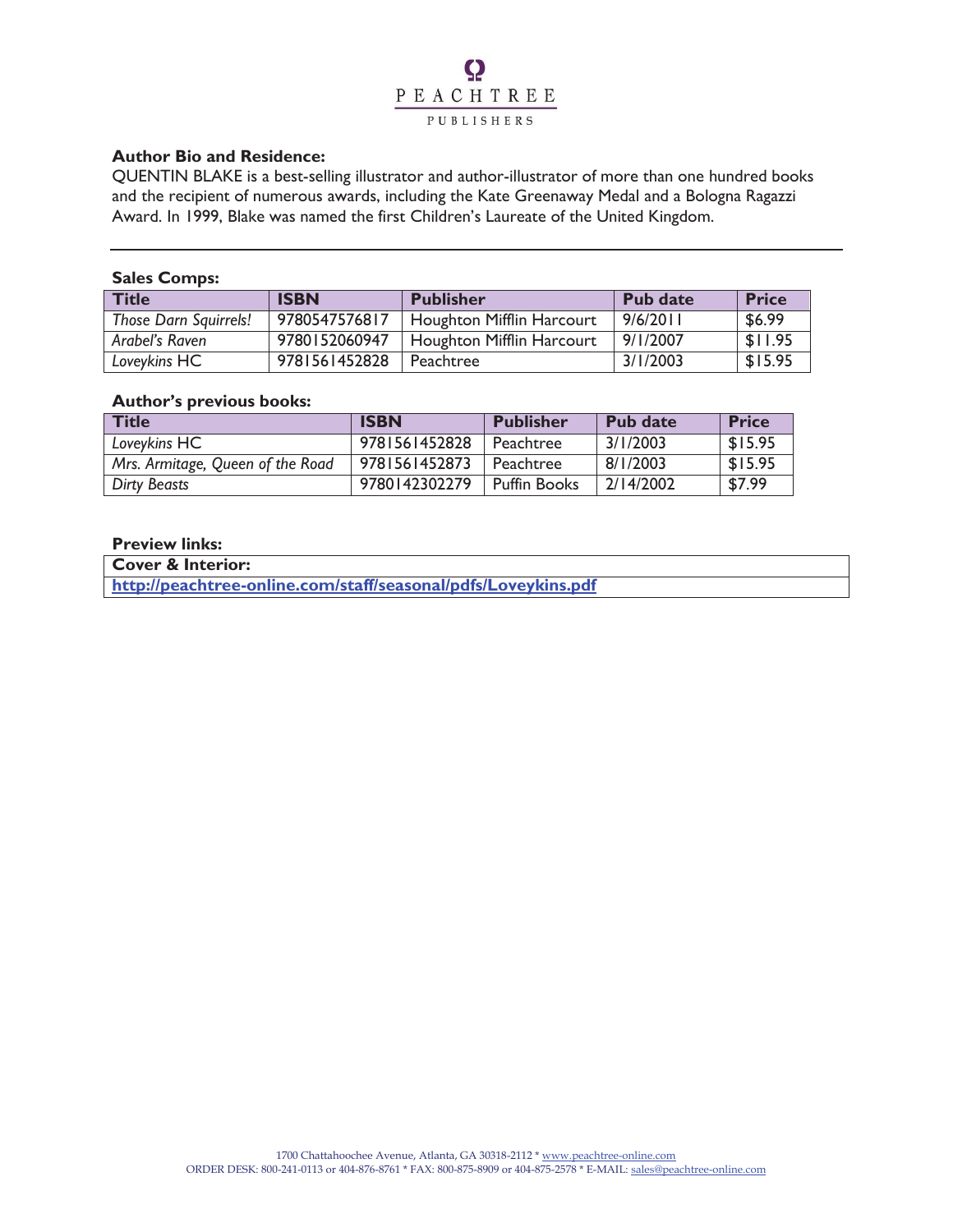PEACHTREE

PUBLISHERS

**Author Bio and Residence:**

QUENTIN BLAKE is a best-selling illustrator and author-illustrator of more than one hundred books and the recipient of numerous awards, including the Kate Greenaway Medal and a Bologna Ragazzi Award. In 1999, Blake was named the first Children's Laureate of the United Kingdom.

---

**Sales Comps:**

| Title | ISBN | Publisher | Pub date | Price |
|---|---|---|---|---|
| *Those Darn Squirrels!* | 9780547576817 | Houghton Mifflin Harcourt | 9/6/2011 | $6.99 |
| *Arabel's Raven* | 9780152060947 | Houghton Mifflin Harcourt | 9/1/2007 | $11.95 |
| *Loveykins* HC | 9781561452828 | Peachtree | 3/1/2003 | $15.95 |

**Author's previous books:**

| Title | ISBN | Publisher | Pub date | Price |
|---|---|---|---|---|
| *Loveykins* HC | 9781561452828 | Peachtree | 3/1/2003 | $15.95 |
| *Mrs. Armitage, Queen of the Road* | 9781561452873 | Peachtree | 8/1/2003 | $15.95 |
| *Dirty Beasts* | 9780142302279 | Puffin Books | 2/14/2002 | $7.99 |

**Preview links:**

| **Cover & Interior:** |
|---|
| **http://peachtree-online.com/staff/seasonal/pdfs/Loveykins.pdf** |

1700 Chattahoochee Avenue, Atlanta, GA 30318-2112 * www.peachtree-online.com
ORDER DESK: 800-241-0113 or 404-876-8761 * FAX: 800-875-8909 or 404-875-2578 * E-MAIL: sales@peachtree-online.com